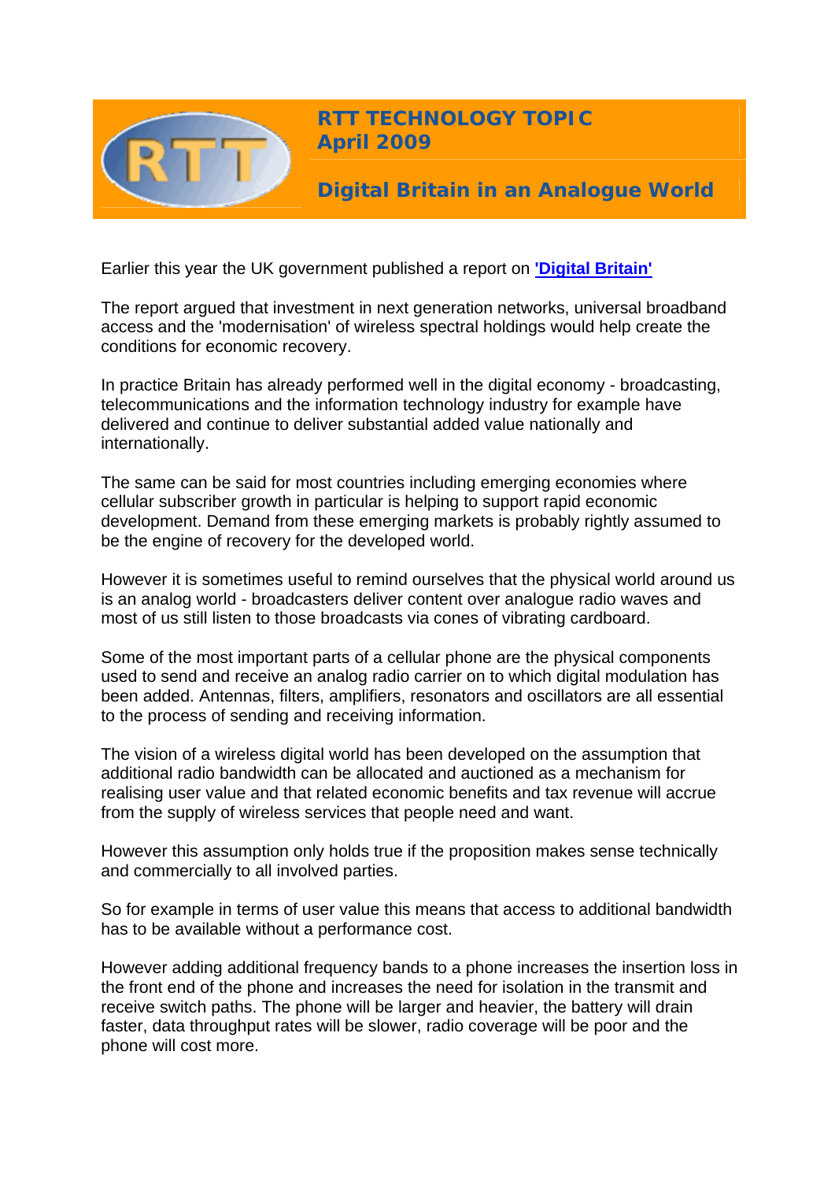# RTT TECHNOLOGY TOPIC
## April 2009

## Digital Britain in an Analogue World

Earlier this year the UK government published a report on **'Digital Britain'**

The report argued that investment in next generation networks, universal broadband access and the 'modernisation' of wireless spectral holdings would help create the conditions for economic recovery.

In practice Britain has already performed well in the digital economy - broadcasting, telecommunications and the information technology industry for example have delivered and continue to deliver substantial added value nationally and internationally.

The same can be said for most countries including emerging economies where cellular subscriber growth in particular is helping to support rapid economic development. Demand from these emerging markets is probably rightly assumed to be the engine of recovery for the developed world.

However it is sometimes useful to remind ourselves that the physical world around us is an analog world - broadcasters deliver content over analogue radio waves and most of us still listen to those broadcasts via cones of vibrating cardboard.

Some of the most important parts of a cellular phone are the physical components used to send and receive an analog radio carrier on to which digital modulation has been added. Antennas, filters, amplifiers, resonators and oscillators are all essential to the process of sending and receiving information.

The vision of a wireless digital world has been developed on the assumption that additional radio bandwidth can be allocated and auctioned as a mechanism for realising user value and that related economic benefits and tax revenue will accrue from the supply of wireless services that people need and want.

However this assumption only holds true if the proposition makes sense technically and commercially to all involved parties.

So for example in terms of user value this means that access to additional bandwidth has to be available without a performance cost.

However adding additional frequency bands to a phone increases the insertion loss in the front end of the phone and increases the need for isolation in the transmit and receive switch paths. The phone will be larger and heavier, the battery will drain faster, data throughput rates will be slower, radio coverage will be poor and the phone will cost more.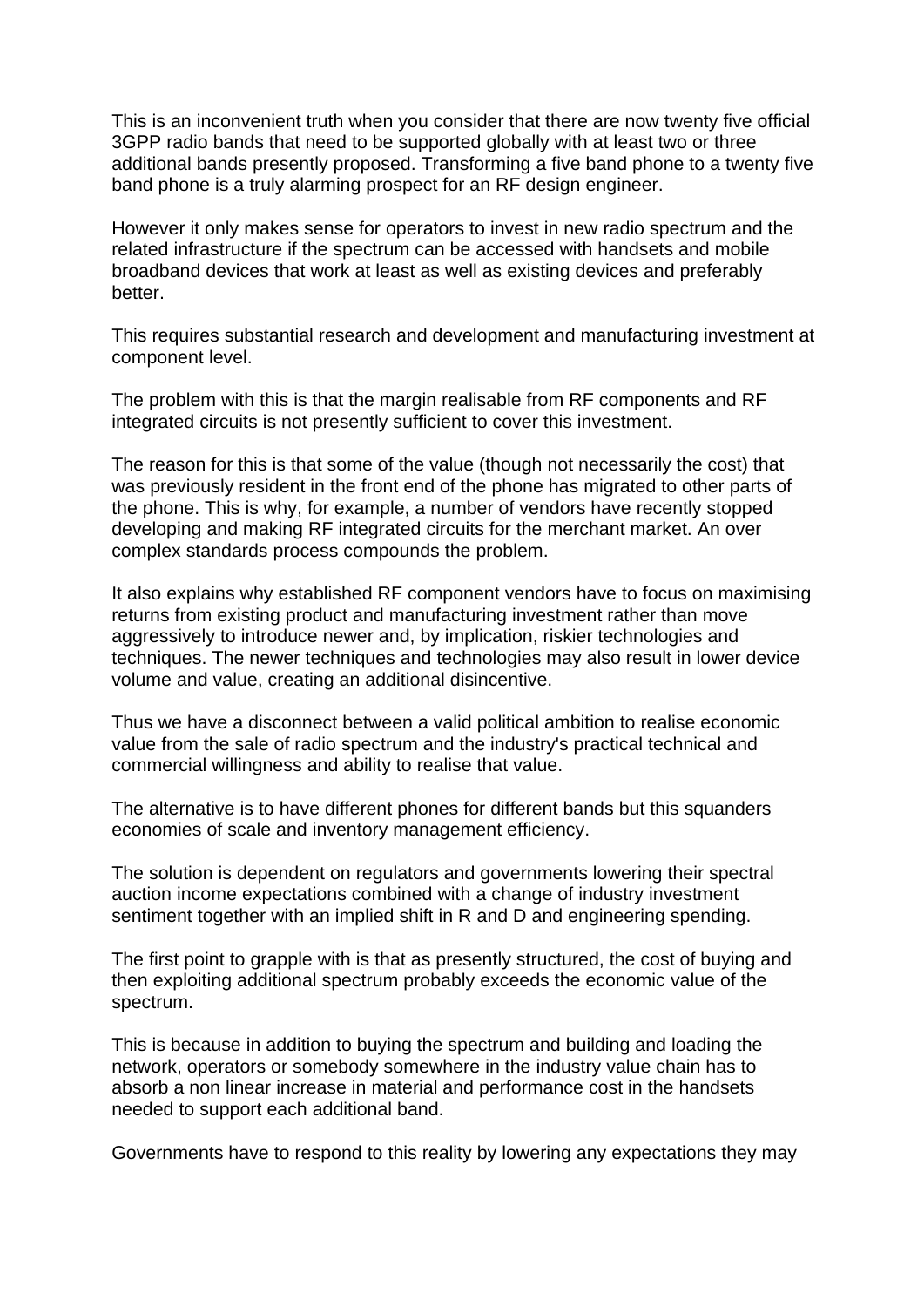This is an inconvenient truth when you consider that there are now twenty five official 3GPP radio bands that need to be supported globally with at least two or three additional bands presently proposed. Transforming a five band phone to a twenty five band phone is a truly alarming prospect for an RF design engineer.

However it only makes sense for operators to invest in new radio spectrum and the related infrastructure if the spectrum can be accessed with handsets and mobile broadband devices that work at least as well as existing devices and preferably better.

This requires substantial research and development and manufacturing investment at component level.

The problem with this is that the margin realisable from RF components and RF integrated circuits is not presently sufficient to cover this investment.

The reason for this is that some of the value (though not necessarily the cost) that was previously resident in the front end of the phone has migrated to other parts of the phone. This is why, for example, a number of vendors have recently stopped developing and making RF integrated circuits for the merchant market. An over complex standards process compounds the problem.

It also explains why established RF component vendors have to focus on maximising returns from existing product and manufacturing investment rather than move aggressively to introduce newer and, by implication, riskier technologies and techniques. The newer techniques and technologies may also result in lower device volume and value, creating an additional disincentive.

Thus we have a disconnect between a valid political ambition to realise economic value from the sale of radio spectrum and the industry's practical technical and commercial willingness and ability to realise that value.

The alternative is to have different phones for different bands but this squanders economies of scale and inventory management efficiency.

The solution is dependent on regulators and governments lowering their spectral auction income expectations combined with a change of industry investment sentiment together with an implied shift in R and D and engineering spending.

The first point to grapple with is that as presently structured, the cost of buying and then exploiting additional spectrum probably exceeds the economic value of the spectrum.

This is because in addition to buying the spectrum and building and loading the network, operators or somebody somewhere in the industry value chain has to absorb a non linear increase in material and performance cost in the handsets needed to support each additional band.

Governments have to respond to this reality by lowering any expectations they may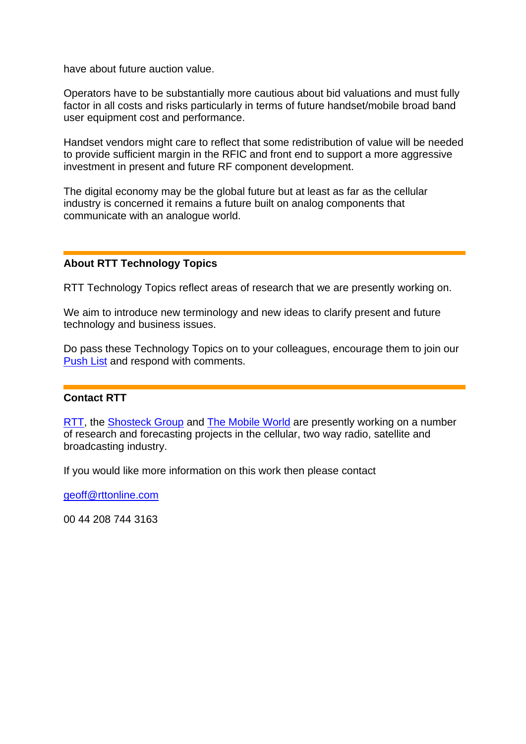have about future auction value.

Operators have to be substantially more cautious about bid valuations and must fully factor in all costs and risks particularly in terms of future handset/mobile broad band user equipment cost and performance.

Handset vendors might care to reflect that some redistribution of value will be needed to provide sufficient margin in the RFIC and front end to support a more aggressive investment in present and future RF component development.

The digital economy may be the global future but at least as far as the cellular industry is concerned it remains a future built on analog components that communicate with an analogue world.

---

**About RTT Technology Topics**

RTT Technology Topics reflect areas of research that we are presently working on.

We aim to introduce new terminology and new ideas to clarify present and future technology and business issues.

Do pass these Technology Topics on to your colleagues, encourage them to join our Push List and respond with comments.

---

**Contact RTT**

RTT, the Shosteck Group and The Mobile World are presently working on a number of research and forecasting projects in the cellular, two way radio, satellite and broadcasting industry.

If you would like more information on this work then please contact

geoff@rttonline.com

00 44 208 744 3163